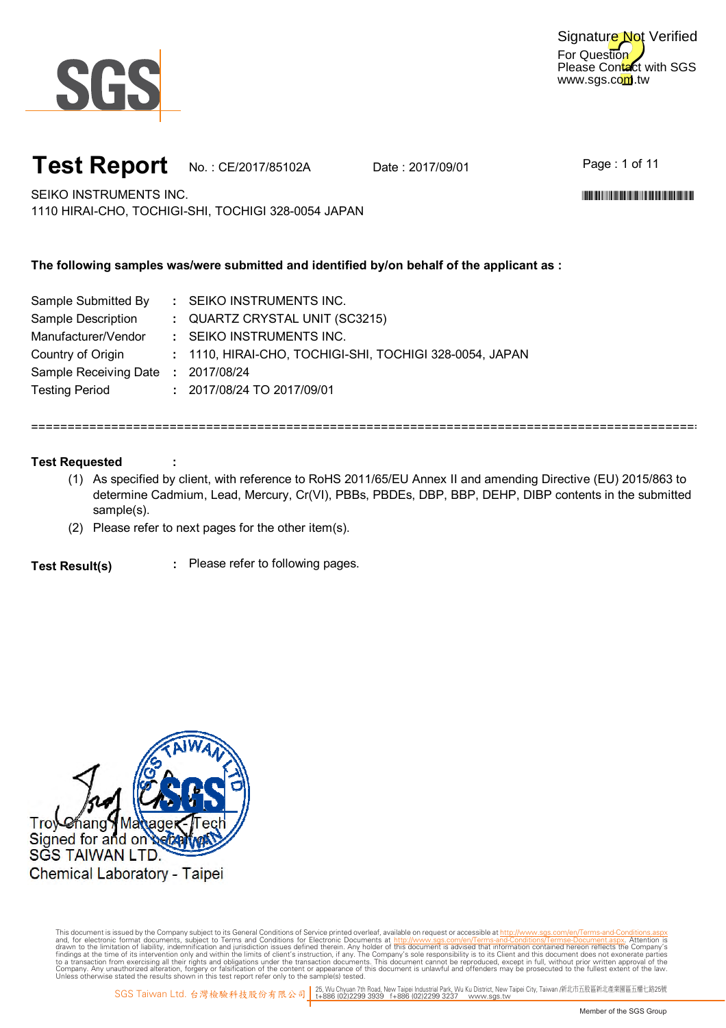Signature Not Verified
For Question
Please Contact with SGS
www.sgs.com.tw

# Test Report

No. : CE/2017/85102A    Date : 2017/09/01

SEIKO INSTRUMENTS INC.
1110 HIRAI-CHO, TOCHIGI-SHI, TOCHIGI 328-0054 JAPAN

**The following samples was/were submitted and identified by/on behalf of the applicant as :**

| | | |
|---|---|---|
| Sample Submitted By | : | SEIKO INSTRUMENTS INC. |
| Sample Description | : | QUARTZ CRYSTAL UNIT (SC3215) |
| Manufacturer/Vendor | : | SEIKO INSTRUMENTS INC. |
| Country of Origin | : | 1110, HIRAI-CHO, TOCHIGI-SHI, TOCHIGI 328-0054, JAPAN |
| Sample Receiving Date | : | 2017/08/24 |
| Testing Period | : | 2017/08/24 TO 2017/09/01 |

===========================================================================================

**Test Requested** :

(1) As specified by client, with reference to RoHS 2011/65/EU Annex II and amending Directive (EU) 2015/863 to determine Cadmium, Lead, Mercury, Cr(VI), PBBs, PBDEs, DBP, BBP, DEHP, DIBP contents in the submitted sample(s).

(2) Please refer to next pages for the other item(s).

**Test Result(s)** : Please refer to following pages.

Troy Chang / Manager - Tech
Signed for and on behalf of
SGS TAIWAN LTD.
Chemical Laboratory - Taipei

This document is issued by the Company subject to its General Conditions of Service printed overleaf, available on request or accessible at http://www.sgs.com/en/Terms-and-Conditions.aspx and, for electronic format documents, subject to Terms and Conditions for Electronic Documents at http://www.sgs.com/en/Terms-and-Conditions/Termse-Document.aspx. Attention is drawn to the limitation of liability, indemnification and jurisdiction issues defined therein. Any holder of this document is advised that information contained hereon reflects the Company's findings at the time of its intervention only and within the limits of client's instruction, if any. The Company's sole responsibility is to its Client and this document does not exonerate parties to a transaction from exercising all their rights and obligations under the transaction documents. This document cannot be reproduced, except in full, without prior written approval of the Company. Any unauthorized alteration, forgery or falsification of the content or appearance of this document is unlawful and offenders may be prosecuted to the fullest extent of the law. Unless otherwise stated the results shown in this test report refer only to the sample(s) tested.

SGS Taiwan Ltd. 台灣檢驗科技股份有限公司 | 25, Wu Chyuan 7th Road, New Taipei Industrial Park, Wu Ku District, New Taipei City, Taiwan /新北市五股區新北產業園區五權七路25號 t+886 (02)2299 3939 f+886 (02)2299 3237 www.sgs.tw

Member of the SGS Group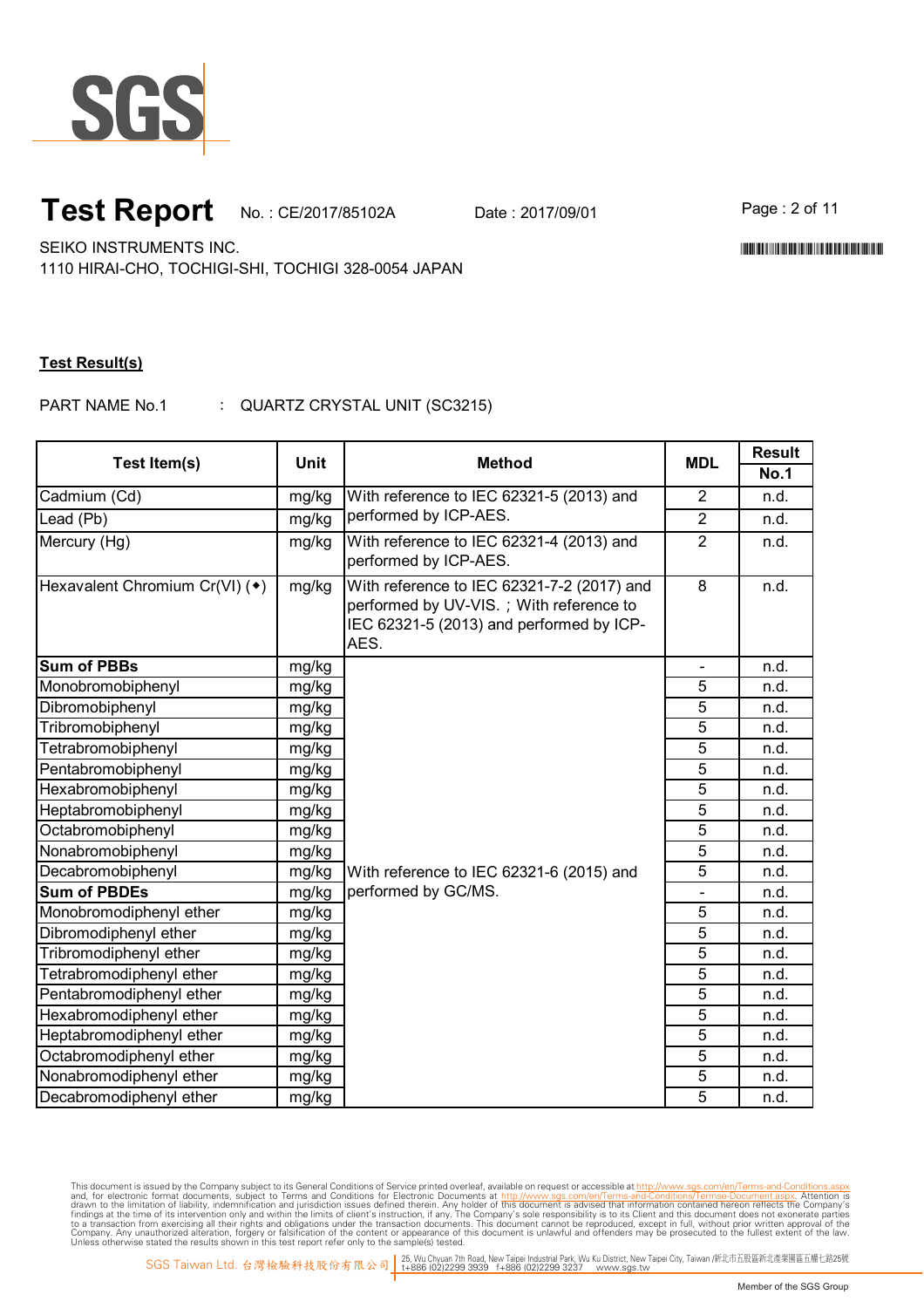# Test Report

No. : CE/2017/85102A　　Date : 2017/09/01

SEIKO INSTRUMENTS INC.
1110 HIRAI-CHO, TOCHIGI-SHI, TOCHIGI 328-0054 JAPAN

**Test Result(s)**

PART NAME No.1　:　QUARTZ CRYSTAL UNIT (SC3215)

| Test Item(s) | Unit | Method | MDL | Result |
|---|---|---|---|---|
| | | | | **No.1** |
| Cadmium (Cd) | mg/kg | With reference to IEC 62321-5 (2013) and performed by ICP-AES. | 2 | n.d. |
| Lead (Pb) | mg/kg | | 2 | n.d. |
| Mercury (Hg) | mg/kg | With reference to IEC 62321-4 (2013) and performed by ICP-AES. | 2 | n.d. |
| Hexavalent Chromium Cr(VI) (◆) | mg/kg | With reference to IEC 62321-7-2 (2017) and performed by UV-VIS. ; With reference to IEC 62321-5 (2013) and performed by ICP-AES. | 8 | n.d. |
| **Sum of PBBs** | mg/kg | With reference to IEC 62321-6 (2015) and performed by GC/MS. | - | n.d. |
| Monobromobiphenyl | mg/kg | | 5 | n.d. |
| Dibromobiphenyl | mg/kg | | 5 | n.d. |
| Tribromobiphenyl | mg/kg | | 5 | n.d. |
| Tetrabromobiphenyl | mg/kg | | 5 | n.d. |
| Pentabromobiphenyl | mg/kg | | 5 | n.d. |
| Hexabromobiphenyl | mg/kg | | 5 | n.d. |
| Heptabromobiphenyl | mg/kg | | 5 | n.d. |
| Octabromobiphenyl | mg/kg | | 5 | n.d. |
| Nonabromobiphenyl | mg/kg | | 5 | n.d. |
| Decabromobiphenyl | mg/kg | | 5 | n.d. |
| **Sum of PBDEs** | mg/kg | | - | n.d. |
| Monobromodiphenyl ether | mg/kg | | 5 | n.d. |
| Dibromodiphenyl ether | mg/kg | | 5 | n.d. |
| Tribromodiphenyl ether | mg/kg | | 5 | n.d. |
| Tetrabromodiphenyl ether | mg/kg | | 5 | n.d. |
| Pentabromodiphenyl ether | mg/kg | | 5 | n.d. |
| Hexabromodiphenyl ether | mg/kg | | 5 | n.d. |
| Heptabromodiphenyl ether | mg/kg | | 5 | n.d. |
| Octabromodiphenyl ether | mg/kg | | 5 | n.d. |
| Nonabromodiphenyl ether | mg/kg | | 5 | n.d. |
| Decabromodiphenyl ether | mg/kg | | 5 | n.d. |

This document is issued by the Company subject to its General Conditions of Service printed overleaf, available on request or accessible at http://www.sgs.com/en/Terms-and-Conditions.aspx and, for electronic format documents, subject to Terms and Conditions for Electronic Documents at http://www.sgs.com/en/Terms-and-Conditions/Terms-e-Document.aspx. Attention is drawn to the limitation of liability, indemnification and jurisdiction issues defined therein. Any holder of this document is advised that information contained hereon reflects the Company's findings at the time of its intervention only and within the limits of client's instruction, if any. The Company's sole responsibility is to its Client and this document does not exonerate parties to a transaction from exercising all their rights and obligations under the transaction documents. This document cannot be reproduced, except in full, without prior written approval of the Company. Any unauthorized alteration, forgery or falsification of the content or appearance of this document is unlawful and offenders may be prosecuted to the fullest extent of the law. Unless otherwise stated the results shown in this test report refer only to the sample(s) tested.

SGS Taiwan Ltd. 台灣檢驗科技股份有限公司 | 25, Wu Chyuan 7th Road, New Taipei Industrial Park, Wu Ku District, New Taipei City, Taiwan /新北市五股區新北產業園區五權七路25號 t+886 (02)2299 3939 f+886 (02)2299 3237 www.sgs.tw

Member of the SGS Group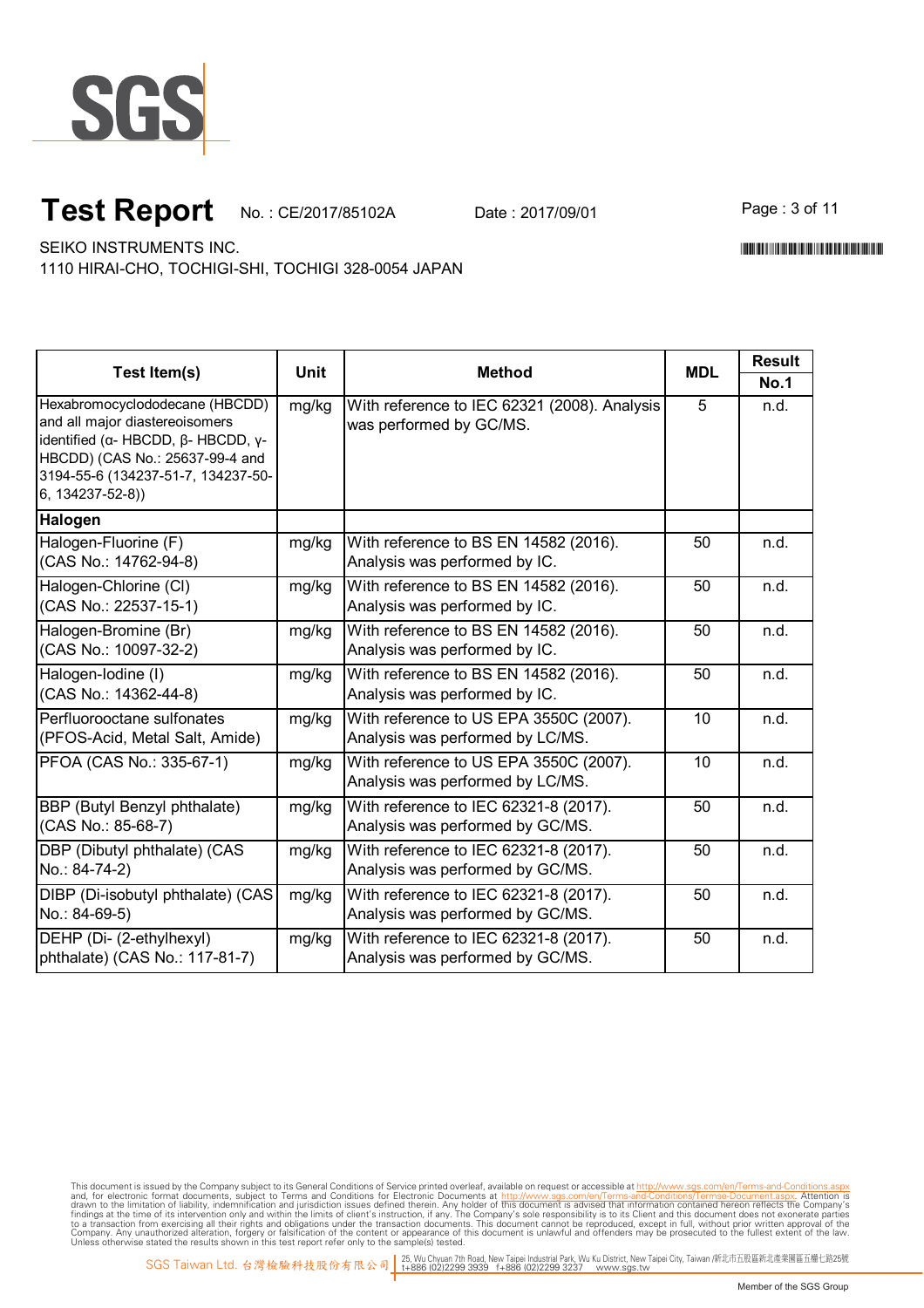# Test Report

No. : CE/2017/85102A Date : 2017/09/01

SEIKO INSTRUMENTS INC.
1110 HIRAI-CHO, TOCHIGI-SHI, TOCHIGI 328-0054 JAPAN

| Test Item(s) | Unit | Method | MDL | Result |
|---|---|---|---|---|
| | | | | No.1 |
| Hexabromocyclododecane (HBCDD) and all major diastereoisomers identified (α- HBCDD, β- HBCDD, γ- HBCDD) (CAS No.: 25637-99-4 and 3194-55-6 (134237-51-7, 134237-50-6, 134237-52-8)) | mg/kg | With reference to IEC 62321 (2008). Analysis was performed by GC/MS. | 5 | n.d. |
| **Halogen** | | | | |
| Halogen-Fluorine (F) (CAS No.: 14762-94-8) | mg/kg | With reference to BS EN 14582 (2016). Analysis was performed by IC. | 50 | n.d. |
| Halogen-Chlorine (Cl) (CAS No.: 22537-15-1) | mg/kg | With reference to BS EN 14582 (2016). Analysis was performed by IC. | 50 | n.d. |
| Halogen-Bromine (Br) (CAS No.: 10097-32-2) | mg/kg | With reference to BS EN 14582 (2016). Analysis was performed by IC. | 50 | n.d. |
| Halogen-Iodine (I) (CAS No.: 14362-44-8) | mg/kg | With reference to BS EN 14582 (2016). Analysis was performed by IC. | 50 | n.d. |
| Perfluorooctane sulfonates (PFOS-Acid, Metal Salt, Amide) | mg/kg | With reference to US EPA 3550C (2007). Analysis was performed by LC/MS. | 10 | n.d. |
| PFOA (CAS No.: 335-67-1) | mg/kg | With reference to US EPA 3550C (2007). Analysis was performed by LC/MS. | 10 | n.d. |
| BBP (Butyl Benzyl phthalate) (CAS No.: 85-68-7) | mg/kg | With reference to IEC 62321-8 (2017). Analysis was performed by GC/MS. | 50 | n.d. |
| DBP (Dibutyl phthalate) (CAS No.: 84-74-2) | mg/kg | With reference to IEC 62321-8 (2017). Analysis was performed by GC/MS. | 50 | n.d. |
| DIBP (Di-isobutyl phthalate) (CAS No.: 84-69-5) | mg/kg | With reference to IEC 62321-8 (2017). Analysis was performed by GC/MS. | 50 | n.d. |
| DEHP (Di- (2-ethylhexyl) phthalate) (CAS No.: 117-81-7) | mg/kg | With reference to IEC 62321-8 (2017). Analysis was performed by GC/MS. | 50 | n.d. |

This document is issued by the Company subject to its General Conditions of Service printed overleaf, available on request or accessible at http://www.sgs.com/en/Terms-and-Conditions.aspx and, for electronic format documents, subject to Terms and Conditions for Electronic Documents at http://www.sgs.com/en/Terms-and-Conditions/Terms-e-Document.aspx. Attention is drawn to the limitation of liability, indemnification and jurisdiction issues defined therein. Any holder of this document is advised that information contained hereon reflects the Company's findings at the time of its intervention only and within the limits of client's instruction, if any. The Company's sole responsibility is to its Client and this document does not exonerate parties to a transaction from exercising all their rights and obligations under the transaction documents. This document cannot be reproduced, except in full, without prior written approval of the Company. Any unauthorized alteration, forgery or falsification of the content or appearance of this document is unlawful and offenders may be prosecuted to the fullest extent of the law. Unless otherwise stated the results shown in this test report refer only to the sample(s) tested.

SGS Taiwan Ltd. 台灣檢驗科技股份有限公司 | 25, Wu Chyuan 7th Road, New Taipei Industrial Park, Wu Ku District, New Taipei City, Taiwan /新北市五股區新北產業園區五權七路25號 t+886 (02)2299 3939 f+886 (02)2299 3237 www.sgs.tw

Member of the SGS Group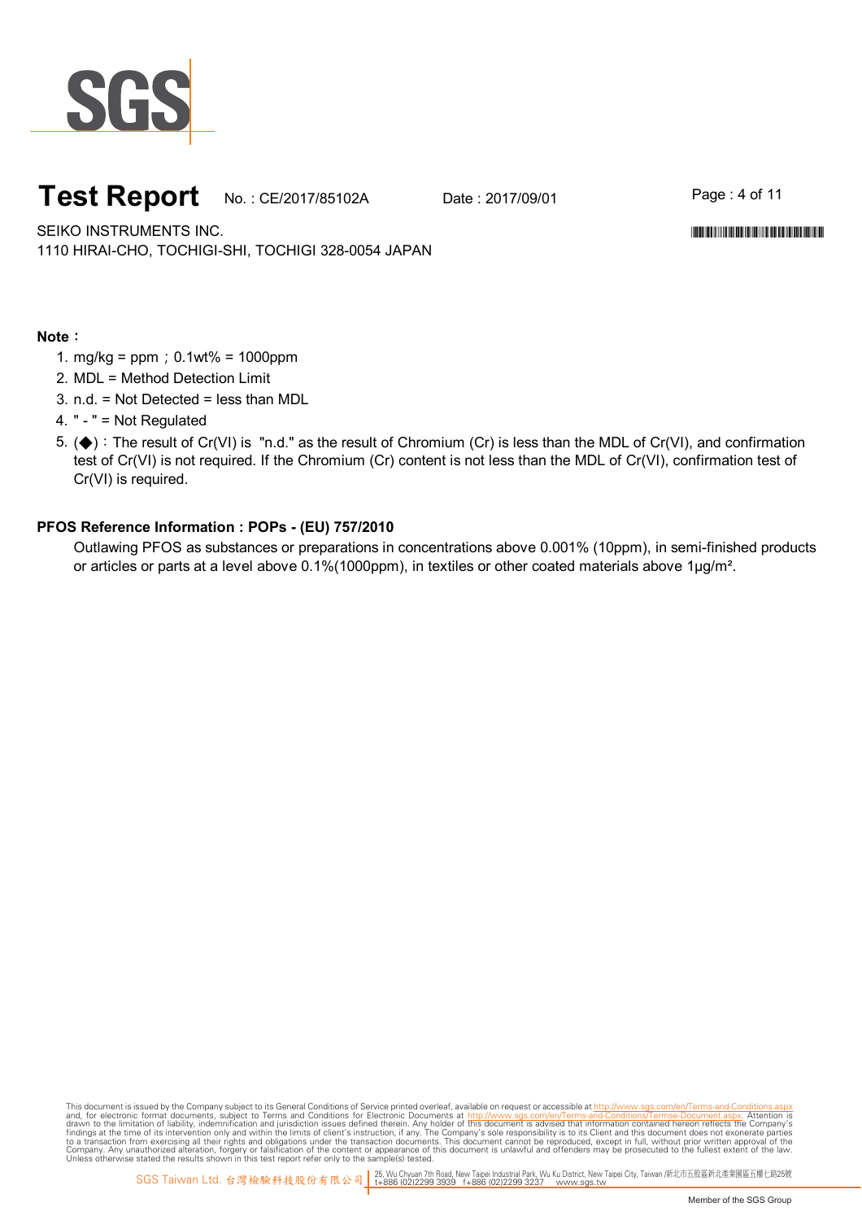**Note：**

1. mg/kg = ppm；0.1wt% = 1000ppm
2. MDL = Method Detection Limit
3. n.d. = Not Detected = less than MDL
4. " - " = Not Regulated
5. (◆)：The result of Cr(VI) is "n.d." as the result of Chromium (Cr) is less than the MDL of Cr(VI), and confirmation test of Cr(VI) is not required. If the Chromium (Cr) content is not less than the MDL of Cr(VI), confirmation test of Cr(VI) is required.

**PFOS Reference Information : POPs - (EU) 757/2010**

Outlawing PFOS as substances or preparations in concentrations above 0.001% (10ppm), in semi-finished products or articles or parts at a level above 0.1%(1000ppm), in textiles or other coated materials above 1μg/m².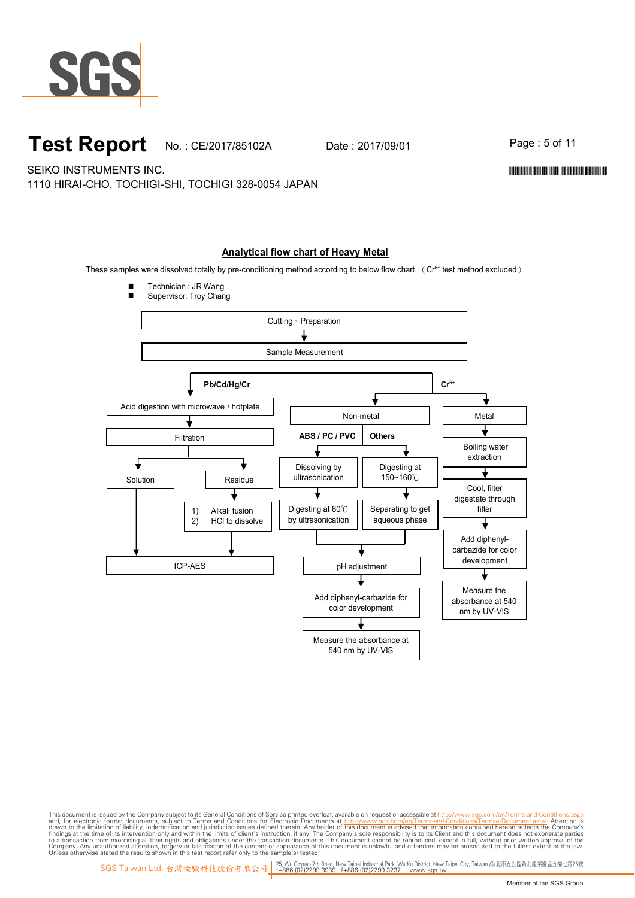SGS

# Test Report

No. : CE/2017/85102A　　Date : 2017/09/01

SEIKO INSTRUMENTS INC.
1110 HIRAI-CHO, TOCHIGI-SHI, TOCHIGI 328-0054 JAPAN

## Analytical flow chart of Heavy Metal

These samples were dissolved totally by pre-conditioning method according to below flow chart. （$Cr^{6+}$ test method excluded）

- Technician : JR Wang
- Supervisor: Troy Chang

Cutting、Preparation
↓
Sample Measurement

**Pb/Cd/Hg/Cr**

- Acid digestion with microwave / hotplate
- ↓ Filtration
- ↓ Solution → ICP-AES
- ↓ Residue → 1) Alkali fusion 2) HCl to dissolve → ICP-AES

**$Cr^{6+}$**

- Non-metal
  - **ABS / PC / PVC**: Dissolving by ultrasonication → Digesting at 60℃ by ultrasonication
  - **Others**: Digesting at 150~160℃ → Separating to get aqueous phase
  - → pH adjustment → Add diphenyl-carbazide for color development → Measure the absorbance at 540 nm by UV-VIS
- Metal
  - Boiling water extraction → Cool, filter digestate through filter → Add diphenyl-carbazide for color development → Measure the absorbance at 540 nm by UV-VIS

This document is issued by the Company subject to its General Conditions of Service printed overleaf, available on request or accessible at http://www.sgs.com/en/Terms-and-Conditions.aspx and, for electronic format documents, subject to Terms and Conditions for Electronic Documents at http://www.sgs.com/en/Terms-and-Conditions/Termse-Document.aspx. Attention is drawn to the limitation of liability, indemnification and jurisdiction issues defined therein. Any holder of this document is advised that information contained hereon reflects the Company's findings at the time of its intervention only and within the limits of client's instruction, if any. The Company's sole responsibility is to its Client and this document does not exonerate parties to a transaction from exercising all their rights and obligations under the transaction documents. This document cannot be reproduced, except in full, without prior written approval of the Company. Any unauthorized alteration, forgery or falsification of the content or appearance of this document is unlawful and offenders may be prosecuted to the fullest extent of the law. Unless otherwise stated the results shown in this test report refer only to the sample(s) tested.

SGS Taiwan Ltd. 台灣檢驗科技股份有限公司 | 25, Wu Chyuan 7th Road, New Taipei Industrial Park, Wu Ku District, New Taipei City, Taiwan /新北市五股區新北產業園區五權七路25號 t+886 (02)2299 3939　f+886 (02)2299 3237　www.sgs.tw

Member of the SGS Group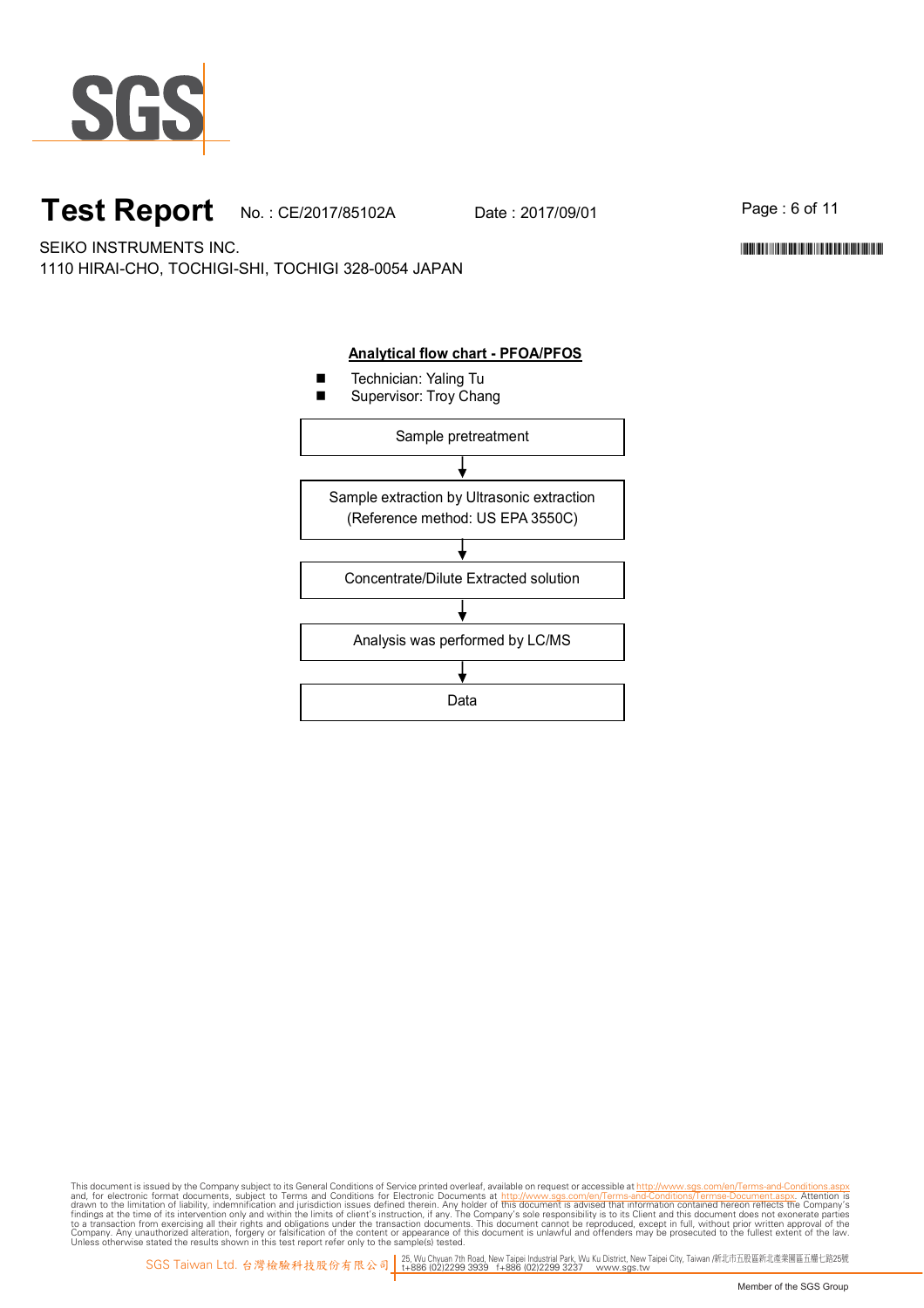# Test Report

No. : CE/2017/85102A    Date : 2017/09/01

SEIKO INSTRUMENTS INC.
1110 HIRAI-CHO, TOCHIGI-SHI, TOCHIGI 328-0054 JAPAN

## Analytical flow chart - PFOA/PFOS

- Technician: Yaling Tu
- Supervisor: Troy Chang

Sample pretreatment

↓

Sample extraction by Ultrasonic extraction
(Reference method: US EPA 3550C)

↓

Concentrate/Dilute Extracted solution

↓

Analysis was performed by LC/MS

↓

Data

This document is issued by the Company subject to its General Conditions of Service printed overleaf, available on request or accessible at http://www.sgs.com/en/Terms-and-Conditions.aspx and, for electronic format documents, subject to Terms and Conditions for Electronic Documents at http://www.sgs.com/en/Terms-and-Conditions/Termse-Document.aspx. Attention is drawn to the limitation of liability, indemnification and jurisdiction issues defined therein. Any holder of this document is advised that information contained hereon reflects the Company's findings at the time of its intervention only and within the limits of client's instruction, if any. The Company's sole responsibility is to its Client and this document does not exonerate parties to a transaction from exercising all their rights and obligations under the transaction documents. This document cannot be reproduced, except in full, without prior written approval of the Company. Any unauthorized alteration, forgery or falsification of the content or appearance of this document is unlawful and offenders may be prosecuted to the fullest extent of the law. Unless otherwise stated the results shown in this test report refer only to the sample(s) tested.

SGS Taiwan Ltd. 台灣檢驗科技股份有限公司 | 25, Wu Chyuan 7th Road, New Taipei Industrial Park, Wu Ku District, New Taipei City, Taiwan /新北市五股區新北產業園區五權七路25號 t+886 (02)2299 3939 f+886 (02)2299 3237 www.sgs.tw

Member of the SGS Group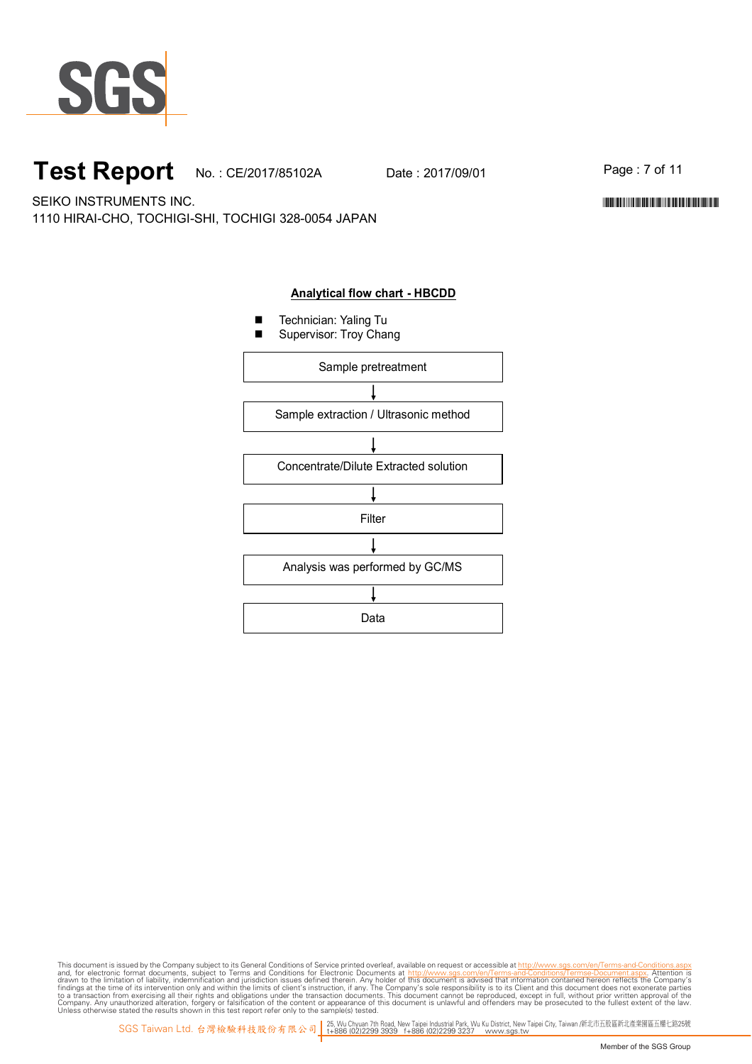# Test Report

No. : CE/2017/85102A Date : 2017/09/01

SEIKO INSTRUMENTS INC.
1110 HIRAI-CHO, TOCHIGI-SHI, TOCHIGI 328-0054 JAPAN

## Analytical flow chart - HBCDD

- Technician: Yaling Tu
- Supervisor: Troy Chang

Sample pretreatment

↓

Sample extraction / Ultrasonic method

↓

Concentrate/Dilute Extracted solution

↓

Filter

↓

Analysis was performed by GC/MS

↓

Data

This document is issued by the Company subject to its General Conditions of Service printed overleaf, available on request or accessible at http://www.sgs.com/en/Terms-and-Conditions.aspx and, for electronic format documents, subject to Terms and Conditions for Electronic Documents at http://www.sgs.com/en/Terms-and-Conditions/Termse-Document.aspx. Attention is drawn to the limitation of liability, indemnification and jurisdiction issues defined therein. Any holder of this document is advised that information contained hereon reflects the Company's findings at the time of its intervention only and within the limits of client's instruction, if any. The Company's sole responsibility is to its Client and this document does not exonerate parties to a transaction from exercising all their rights and obligations under the transaction documents. This document cannot be reproduced, except in full, without prior written approval of the Company. Any unauthorized alteration, forgery or falsification of the content or appearance of this document is unlawful and offenders may be prosecuted to the fullest extent of the law. Unless otherwise stated the results shown in this test report refer only to the sample(s) tested.

SGS Taiwan Ltd. 台灣檢驗科技股份有限公司 | 25, Wu Chyuan 7th Road, New Taipei Industrial Park, Wu Ku District, New Taipei City, Taiwan /新北市五股區新北產業園區五權七路25號 t+886 (02)2299 3939 f+886 (02)2299 3237 www.sgs.tw

Member of the SGS Group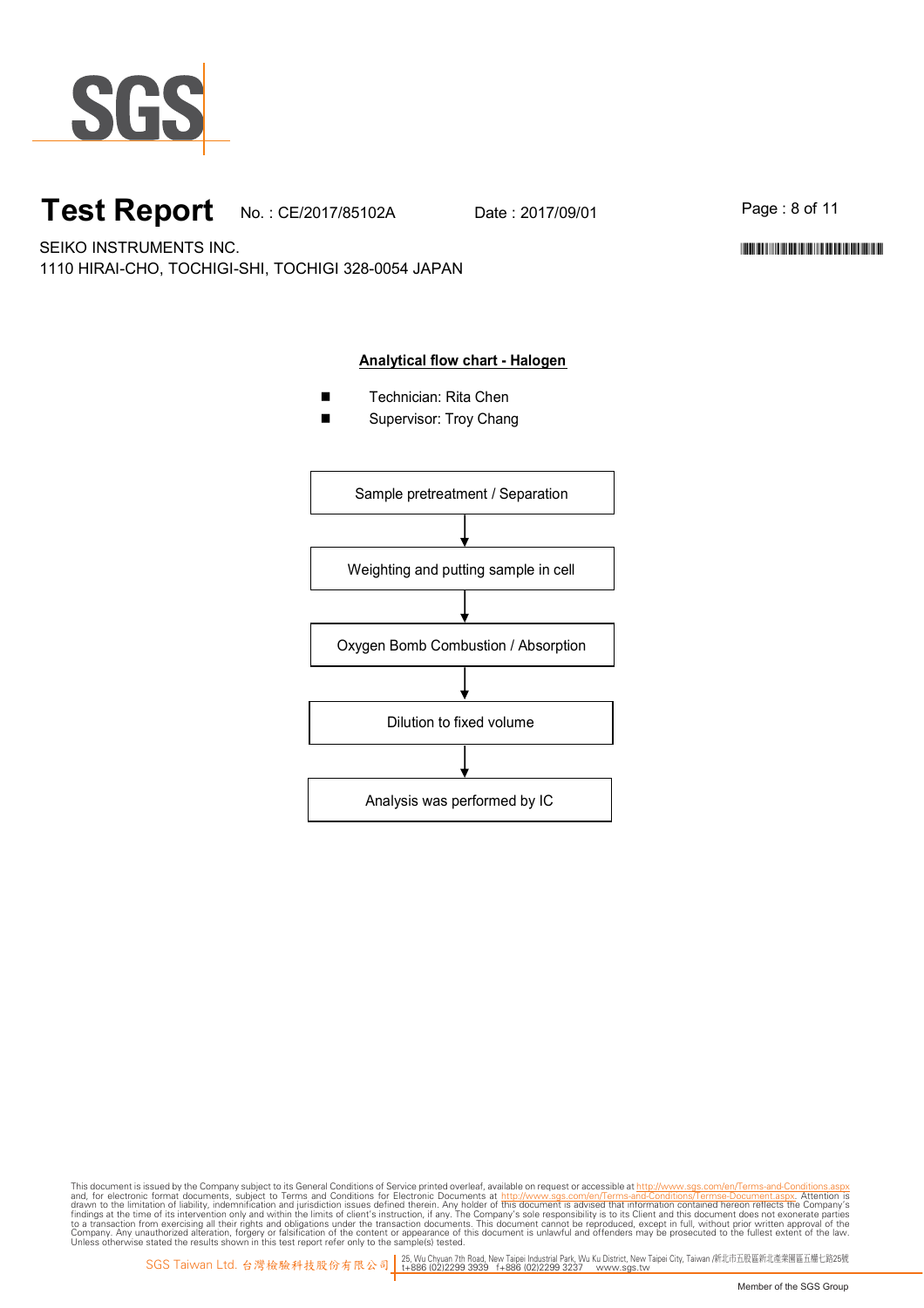# Test Report

No. : CE/2017/85102A    Date : 2017/09/01

SEIKO INSTRUMENTS INC.
1110 HIRAI-CHO, TOCHIGI-SHI, TOCHIGI 328-0054 JAPAN

## Analytical flow chart - Halogen

- Technician: Rita Chen
- Supervisor: Troy Chang

Sample pretreatment / Separation

↓

Weighting and putting sample in cell

↓

Oxygen Bomb Combustion / Absorption

↓

Dilution to fixed volume

↓

Analysis was performed by IC

This document is issued by the Company subject to its General Conditions of Service printed overleaf, available on request or accessible at http://www.sgs.com/en/Terms-and-Conditions.aspx and, for electronic format documents, subject to Terms and Conditions for Electronic Documents at http://www.sgs.com/en/Terms-and-Conditions/Termse-Document.aspx. Attention is drawn to the limitation of liability, indemnification and jurisdiction issues defined therein. Any holder of this document is advised that information contained hereon reflects the Company's findings at the time of its intervention only and within the limits of client's instruction, if any. The Company's sole responsibility is to its Client and this document does not exonerate parties to a transaction from exercising all their rights and obligations under the transaction documents. This document cannot be reproduced, except in full, without prior written approval of the Company. Any unauthorized alteration, forgery or falsification of the content or appearance of this document is unlawful and offenders may be prosecuted to the fullest extent of the law. Unless otherwise stated the results shown in this test report refer only to the sample(s) tested.

SGS Taiwan Ltd. 台灣檢驗科技股份有限公司 | 25, Wu Chyuan 7th Road, New Taipei Industrial Park, Wu Ku District, New Taipei City, Taiwan /新北市五股區新北產業園區五權七路25號 t+886 (02)2299 3939 f+886 (02)2299 3237 www.sgs.tw

Member of the SGS Group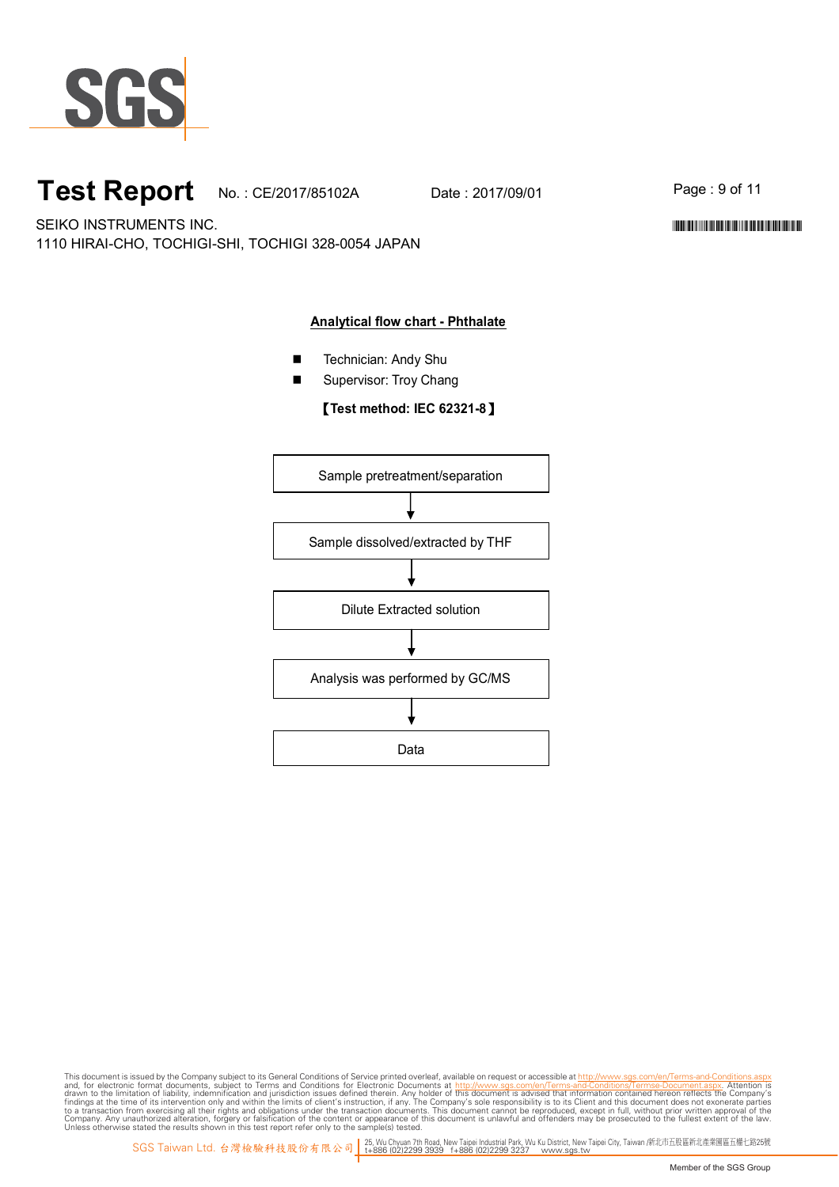# Test Report

No. : CE/2017/85102A Date : 2017/09/01

SEIKO INSTRUMENTS INC.
1110 HIRAI-CHO, TOCHIGI-SHI, TOCHIGI 328-0054 JAPAN

## Analytical flow chart - Phthalate

- Technician: Andy Shu
- Supervisor: Troy Chang

**【Test method: IEC 62321-8】**

Sample pretreatment/separation

↓

Sample dissolved/extracted by THF

↓

Dilute Extracted solution

↓

Analysis was performed by GC/MS

↓

Data

This document is issued by the Company subject to its General Conditions of Service printed overleaf, available on request or accessible at http://www.sgs.com/en/Terms-and-Conditions.aspx and, for electronic format documents, subject to Terms and Conditions for Electronic Documents at http://www.sgs.com/en/Terms-and-Conditions/Terms-e-Document.aspx. Attention is drawn to the limitation of liability, indemnification and jurisdiction issues defined therein. Any holder of this document is advised that information contained hereon reflects the Company's findings at the time of its intervention only and within the limits of client's instruction, if any. The Company's sole responsibility is to its Client and this document does not exonerate parties to a transaction from exercising all their rights and obligations under the transaction documents. This document cannot be reproduced, except in full, without prior written approval of the Company. Any unauthorized alteration, forgery or falsification of the content or appearance of this document is unlawful and offenders may be prosecuted to the fullest extent of the law. Unless otherwise stated the results shown in this test report refer only to the sample(s) tested.

SGS Taiwan Ltd. 台灣檢驗科技股份有限公司 | 25, Wu Chyuan 7th Road, New Taipei Industrial Park, Wu Ku District, New Taipei City, Taiwan /新北市五股區新北產業園區五權七路25號 t+886 (02)2299 3939 f+886 (02)2299 3237 www.sgs.tw

Member of the SGS Group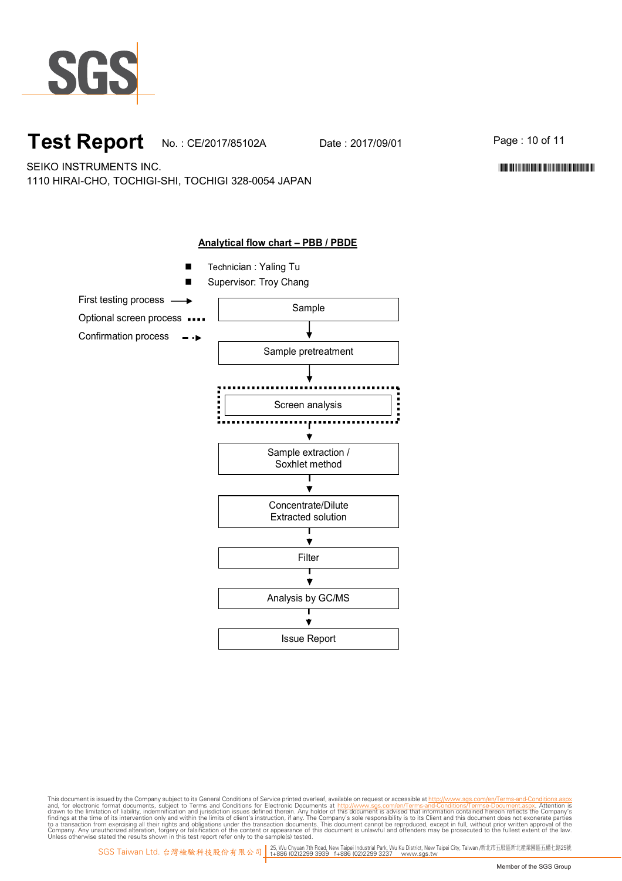# Test Report

No. : CE/2017/85102A  Date : 2017/09/01

SEIKO INSTRUMENTS INC.
1110 HIRAI-CHO, TOCHIGI-SHI, TOCHIGI 328-0054 JAPAN

## Analytical flow chart – PBB / PBDE

- Technician : Yaling Tu
- Supervisor: Troy Chang

First testing process →
Optional screen process ····
Confirmation process - ·▸

Sample
↓
Sample pretreatment
↓
Screen analysis
↓
Sample extraction / Soxhlet method
↓
Concentrate/Dilute Extracted solution
↓
Filter
↓
Analysis by GC/MS
↓
Issue Report

This document is issued by the Company subject to its General Conditions of Service printed overleaf, available on request or accessible at http://www.sgs.com/en/Terms-and-Conditions.aspx and, for electronic format documents, subject to Terms and Conditions for Electronic Documents at http://www.sgs.com/en/Terms-and-Conditions/Termse-Document.aspx. Attention is drawn to the limitation of liability, indemnification and jurisdiction issues defined therein. Any holder of this document is advised that information contained hereon reflects the Company's findings at the time of its intervention only and within the limits of client's instruction, if any. The Company's sole responsibility is to its Client and this document does not exonerate parties to a transaction from exercising all their rights and obligations under the transaction documents. This document cannot be reproduced, except in full, without prior written approval of the Company. Any unauthorized alteration, forgery or falsification of the content or appearance of this document is unlawful and offenders may be prosecuted to the fullest extent of the law. Unless otherwise stated the results shown in this test report refer only to the sample(s) tested.

SGS Taiwan Ltd. 台灣檢驗科技股份有限公司 | 25, Wu Chyuan 7th Road, New Taipei Industrial Park, Wu Ku District, New Taipei City, Taiwan /新北市五股區新北產業園區五權七路25號 t+886 (02)2299 3939 f+886 (02)2299 3237 www.sgs.tw

Member of the SGS Group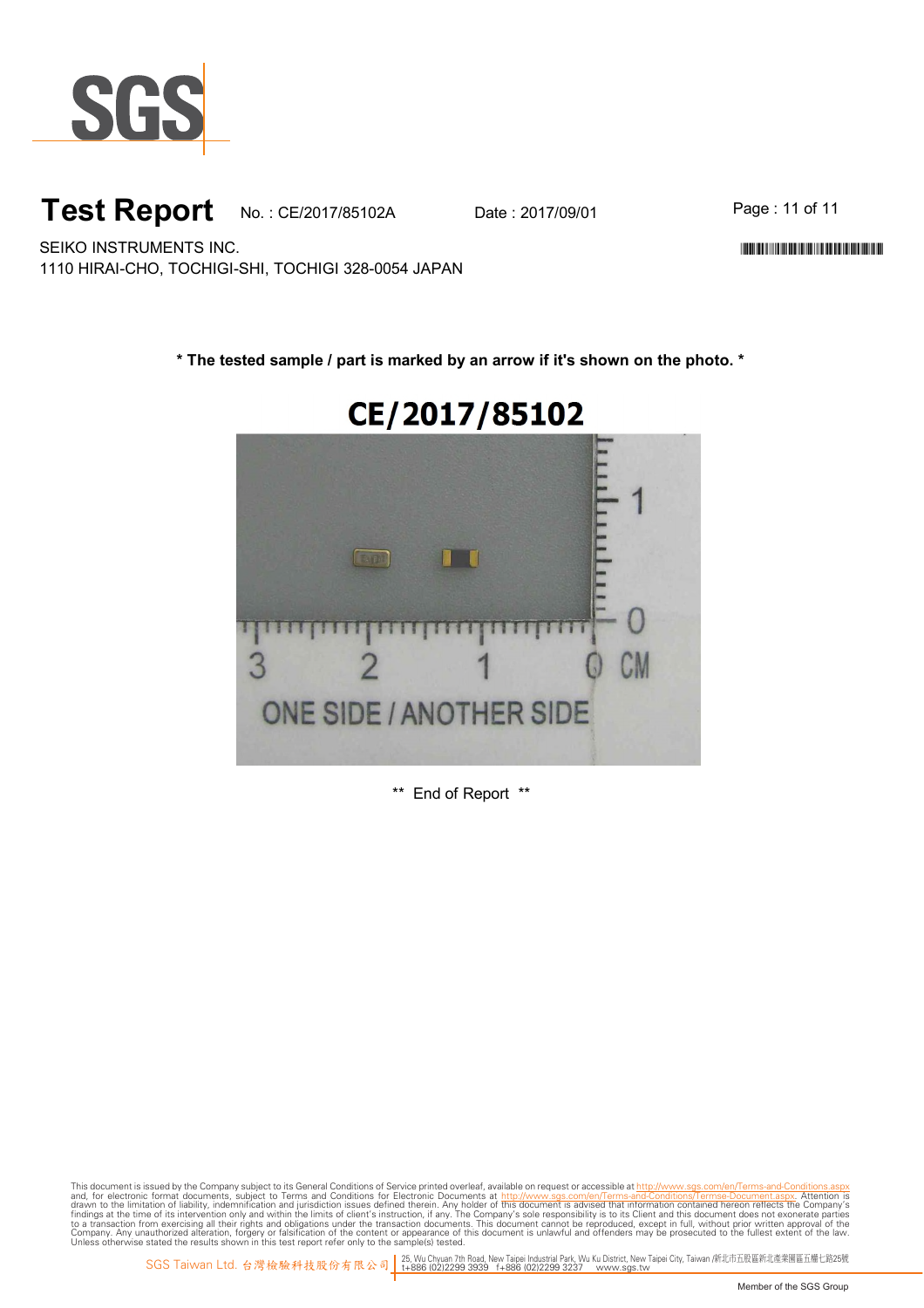# Test Report

No. : CE/2017/85102A    Date : 2017/09/01

SEIKO INSTRUMENTS INC.

1110 HIRAI-CHO, TOCHIGI-SHI, TOCHIGI 328-0054 JAPAN

**\* The tested sample / part is marked by an arrow if it's shown on the photo. \***

CE/2017/85102

ONE SIDE / ANOTHER SIDE

\*\* End of Report \*\*

This document is issued by the Company subject to its General Conditions of Service printed overleaf, available on request or accessible at http://www.sgs.com/en/Terms-and-Conditions.aspx and, for electronic format documents, subject to Terms and Conditions for Electronic Documents at http://www.sgs.com/en/Terms-and-Conditions/Termse-Document.aspx. Attention is drawn to the limitation of liability, indemnification and jurisdiction issues defined therein. Any holder of this document is advised that information contained hereon reflects the Company's findings at the time of its intervention only and within the limits of client's instruction, if any. The Company's sole responsibility is to its Client and this document does not exonerate parties to a transaction from exercising all their rights and obligations under the transaction documents. This document cannot be reproduced, except in full, without prior written approval of the Company. Any unauthorized alteration, forgery or falsification of the content or appearance of this document is unlawful and offenders may be prosecuted to the fullest extent of the law. Unless otherwise stated the results shown in this test report refer only to the sample(s) tested.

SGS Taiwan Ltd. 台灣檢驗科技股份有限公司 | 25, Wu Chyuan 7th Road, New Taipei Industrial Park, Wu Ku District, New Taipei City, Taiwan /新北市五股區新北產業園區五權七路25號 t+886 (02)2299 3939 f+886 (02)2299 3237 www.sgs.tw

Member of the SGS Group